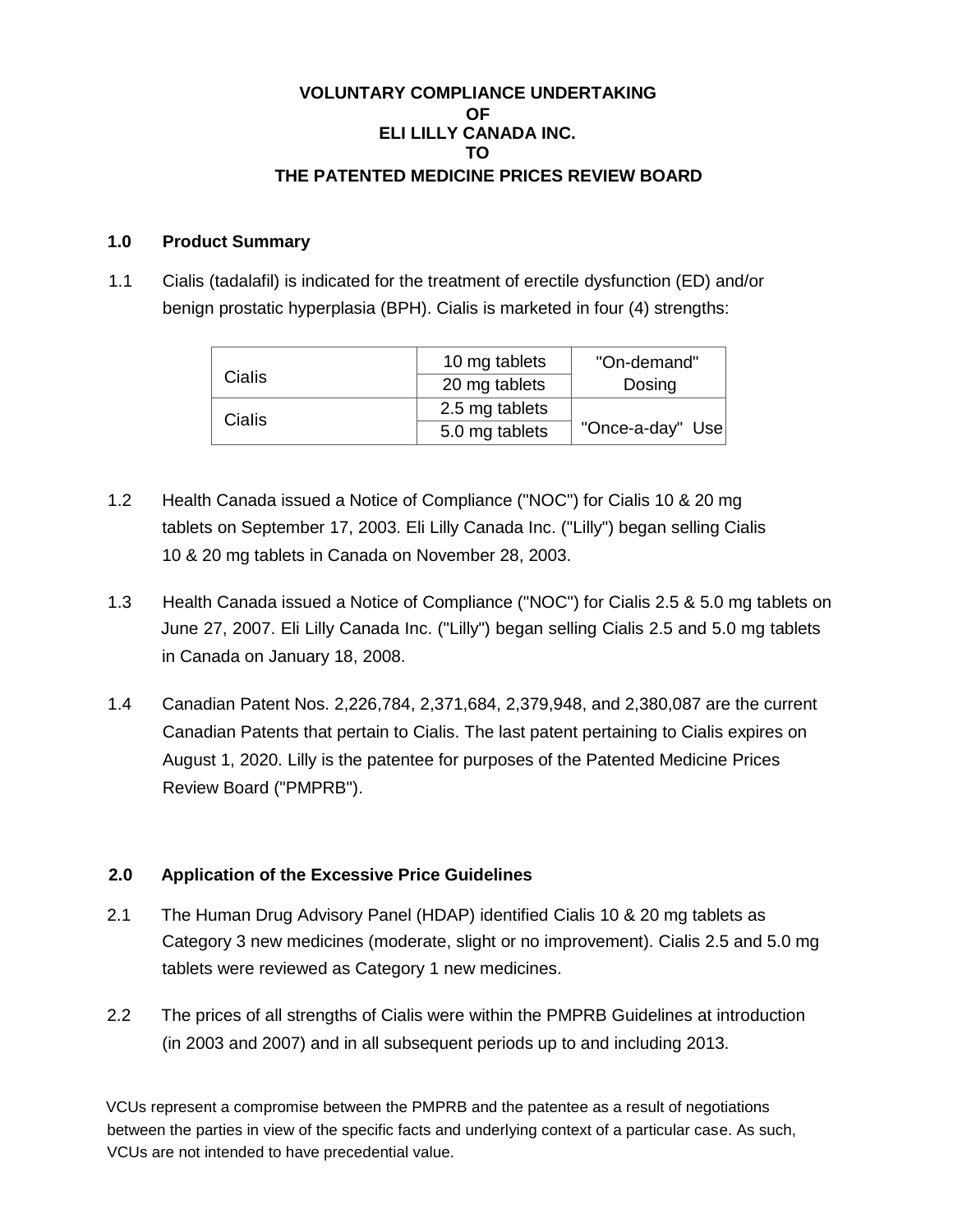**VOLUNTARY COMPLIANCE UNDERTAKING**
**OF**
**ELI LILLY CANADA INC.**
**TO**
**THE PATENTED MEDICINE PRICES REVIEW BOARD**

## 1.0 Product Summary

1.1 Cialis (tadalafil) is indicated for the treatment of erectile dysfunction (ED) and/or benign prostatic hyperplasia (BPH). Cialis is marketed in four (4) strengths:

| | | |
|---|---|---|
| Cialis | 10 mg tablets | "On-demand" Dosing |
| | 20 mg tablets | |
| Cialis | 2.5 mg tablets | "Once-a-day" Use |
| | 5.0 mg tablets | |

1.2 Health Canada issued a Notice of Compliance ("NOC") for Cialis 10 & 20 mg tablets on September 17, 2003. Eli Lilly Canada Inc. ("Lilly") began selling Cialis 10 & 20 mg tablets in Canada on November 28, 2003.

1.3 Health Canada issued a Notice of Compliance ("NOC") for Cialis 2.5 & 5.0 mg tablets on June 27, 2007. Eli Lilly Canada Inc. ("Lilly") began selling Cialis 2.5 and 5.0 mg tablets in Canada on January 18, 2008.

1.4 Canadian Patent Nos. 2,226,784, 2,371,684, 2,379,948, and 2,380,087 are the current Canadian Patents that pertain to Cialis. The last patent pertaining to Cialis expires on August 1, 2020. Lilly is the patentee for purposes of the Patented Medicine Prices Review Board ("PMPRB").

## 2.0 Application of the Excessive Price Guidelines

2.1 The Human Drug Advisory Panel (HDAP) identified Cialis 10 & 20 mg tablets as Category 3 new medicines (moderate, slight or no improvement). Cialis 2.5 and 5.0 mg tablets were reviewed as Category 1 new medicines.

2.2 The prices of all strengths of Cialis were within the PMPRB Guidelines at introduction (in 2003 and 2007) and in all subsequent periods up to and including 2013.

VCUs represent a compromise between the PMPRB and the patentee as a result of negotiations between the parties in view of the specific facts and underlying context of a particular case. As such, VCUs are not intended to have precedential value.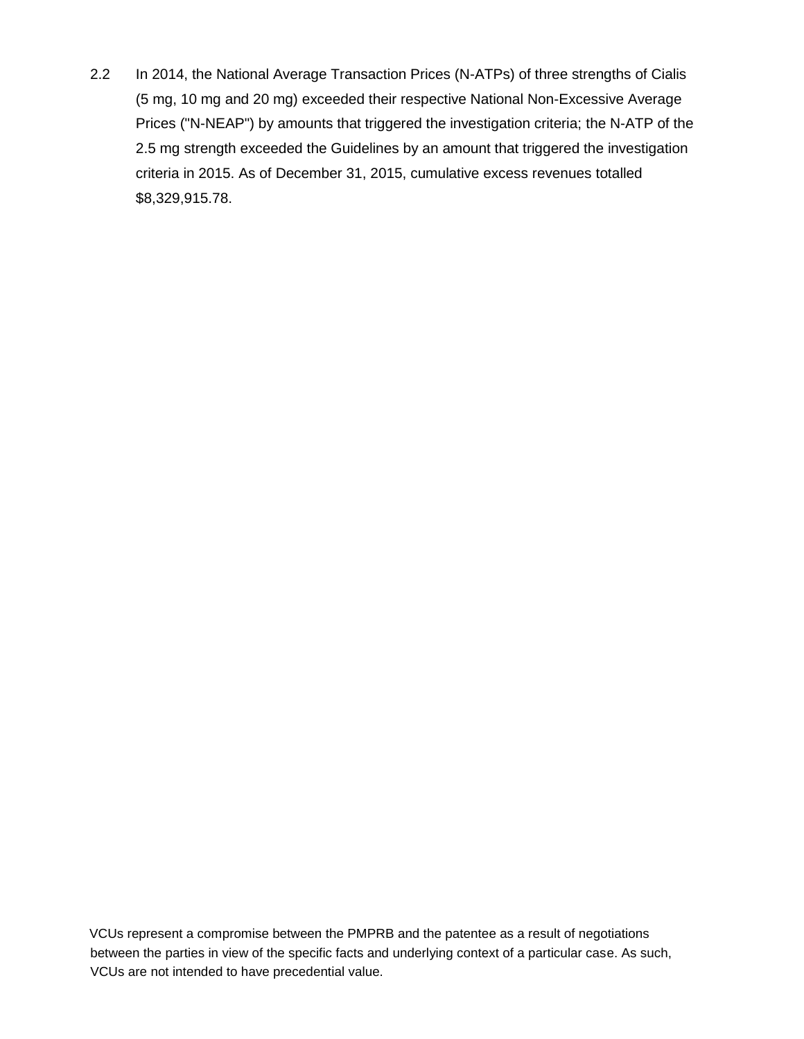2.2 In 2014, the National Average Transaction Prices (N-ATPs) of three strengths of Cialis (5 mg, 10 mg and 20 mg) exceeded their respective National Non-Excessive Average Prices ("N-NEAP") by amounts that triggered the investigation criteria; the N-ATP of the 2.5 mg strength exceeded the Guidelines by an amount that triggered the investigation criteria in 2015. As of December 31, 2015, cumulative excess revenues totalled $8,329,915.78.

VCUs represent a compromise between the PMPRB and the patentee as a result of negotiations between the parties in view of the specific facts and underlying context of a particular case. As such, VCUs are not intended to have precedential value.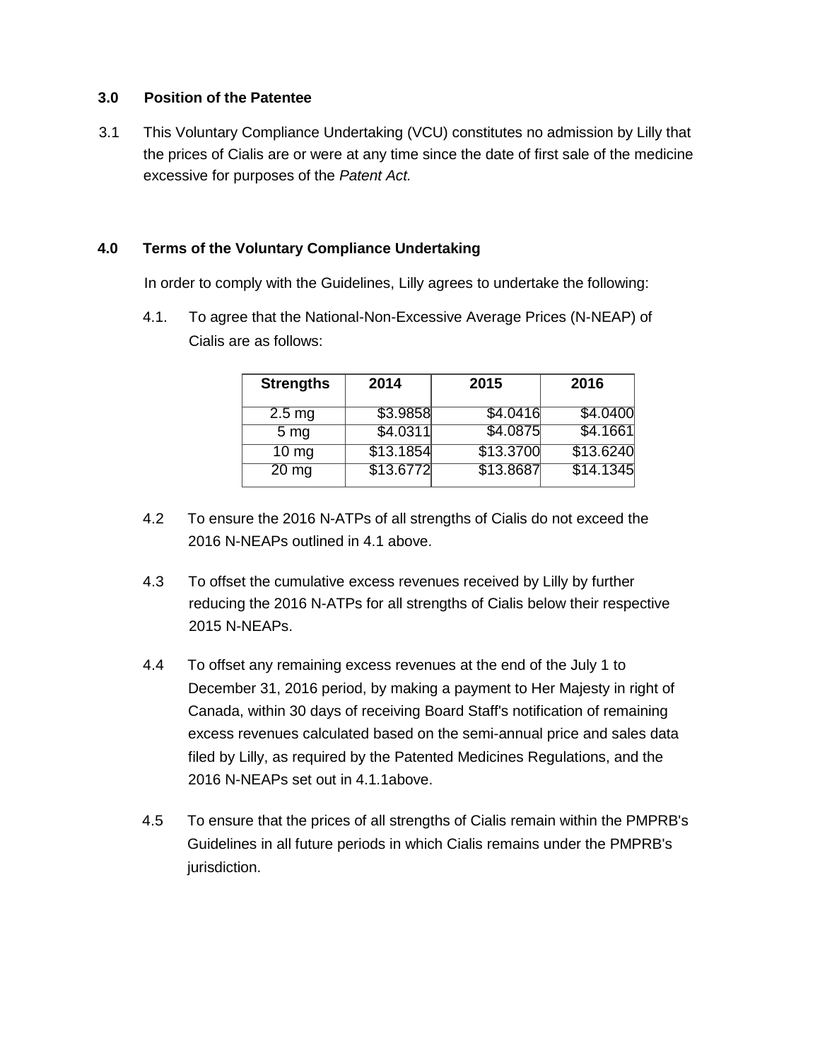## 3.0 Position of the Patentee

3.1 This Voluntary Compliance Undertaking (VCU) constitutes no admission by Lilly that the prices of Cialis are or were at any time since the date of first sale of the medicine excessive for purposes of the *Patent Act.*

## 4.0 Terms of the Voluntary Compliance Undertaking

In order to comply with the Guidelines, Lilly agrees to undertake the following:

4.1. To agree that the National-Non-Excessive Average Prices (N-NEAP) of Cialis are as follows:

| Strengths | 2014 | 2015 | 2016 |
|---|---|---|---|
| 2.5 mg | $3.9858 | $4.0416 | $4.0400 |
| 5 mg | $4.0311 | $4.0875 | $4.1661 |
| 10 mg | $13.1854 | $13.3700 | $13.6240 |
| 20 mg | $13.6772 | $13.8687 | $14.1345 |

4.2 To ensure the 2016 N-ATPs of all strengths of Cialis do not exceed the 2016 N-NEAPs outlined in 4.1 above.

4.3 To offset the cumulative excess revenues received by Lilly by further reducing the 2016 N-ATPs for all strengths of Cialis below their respective 2015 N-NEAPs.

4.4 To offset any remaining excess revenues at the end of the July 1 to December 31, 2016 period, by making a payment to Her Majesty in right of Canada, within 30 days of receiving Board Staff's notification of remaining excess revenues calculated based on the semi-annual price and sales data filed by Lilly, as required by the Patented Medicines Regulations, and the 2016 N-NEAPs set out in 4.1.1above.

4.5 To ensure that the prices of all strengths of Cialis remain within the PMPRB's Guidelines in all future periods in which Cialis remains under the PMPRB's jurisdiction.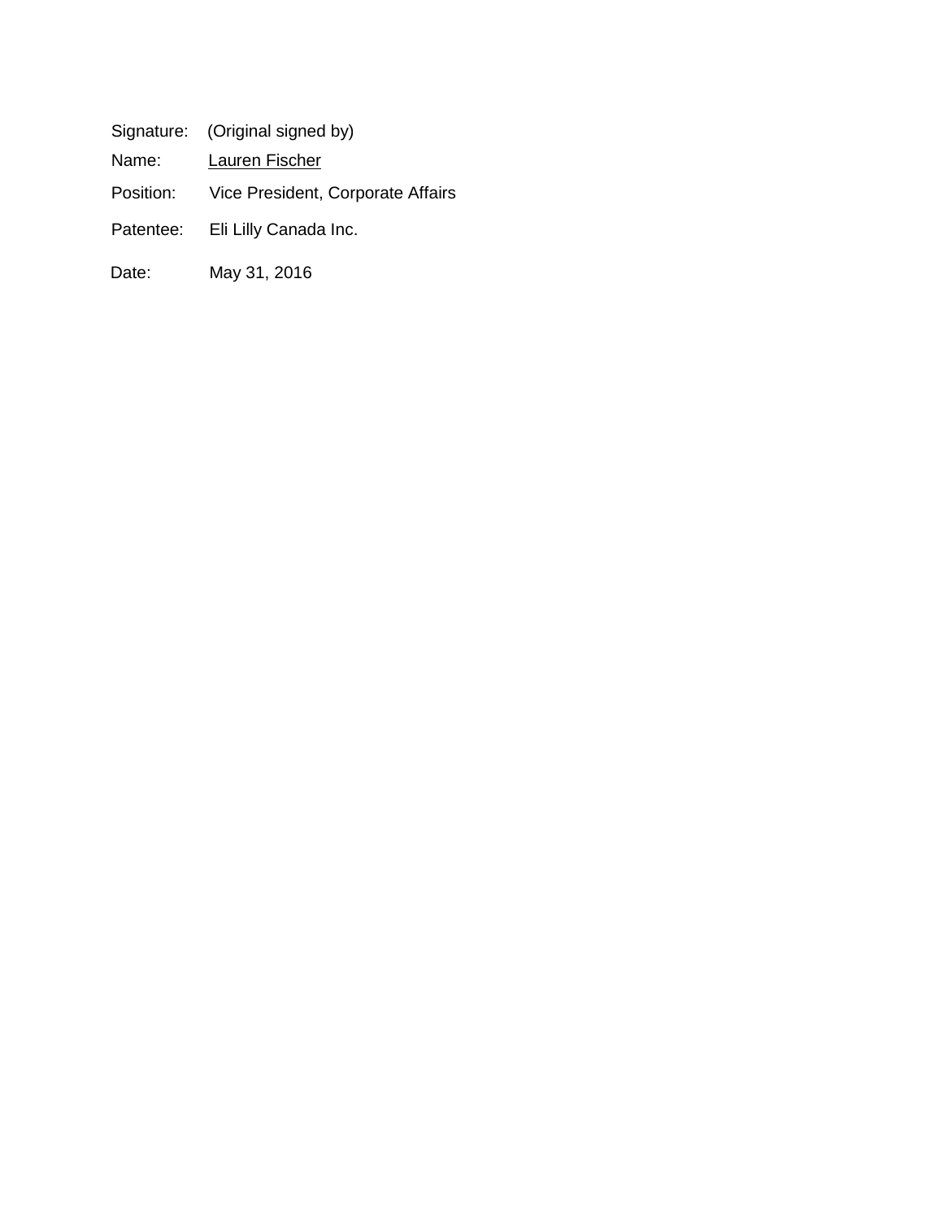Signature: (Original signed by)

Name: Lauren Fischer

Position: Vice President, Corporate Affairs

Patentee: Eli Lilly Canada Inc.

Date: May 31, 2016